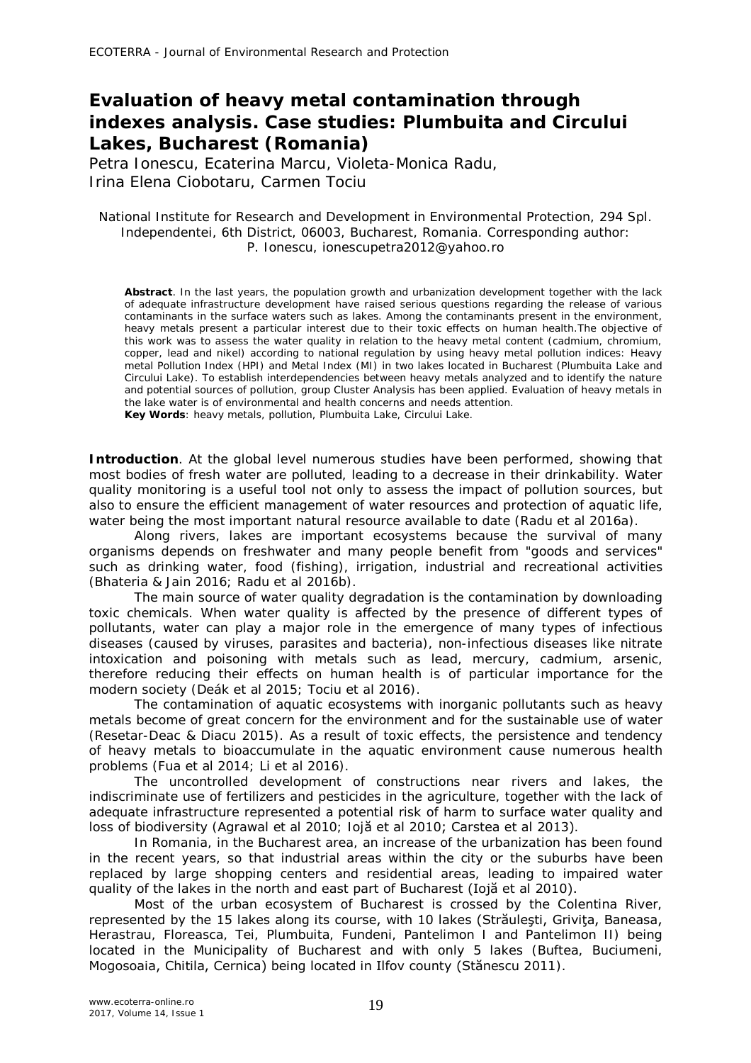# Evaluation of heavy metal contamination through indexes analysis. Case studies: Plumbuita and Circului Lakes, Bucharest (Romania)

Petra Ionescu, Ecaterina Marcu, Violeta-Monica Radu, Irina Elena Ciobotaru, Carmen Tociu

National Institute for Research and Development in Environmental Protection, 294 Spl. Independentei, 6th District, 06003, Bucharest, Romania. Corresponding author: P. Ionescu, ionescupetra2012@yahoo.ro

**Abstract**. In the last years, the population growth and urbanization development together with the lack of adequate infrastructure development have raised serious questions regarding the release of various contaminants in the surface waters such as lakes. Among the contaminants present in the environment, heavy metals present a particular interest due to their toxic effects on human health.The objective of this work was to assess the water quality in relation to the heavy metal content (cadmium, chromium, copper, lead and nikel) according to national regulation by using heavy metal pollution indices: Heavy metal Pollution Index (HPI) and Metal Index (MI) in two lakes located in Bucharest (Plumbuita Lake and Circului Lake). To establish interdependencies between heavy metals analyzed and to identify the nature and potential sources of pollution, group Cluster Analysis has been applied. Evaluation of heavy metals in the lake water is of environmental and health concerns and needs attention.
**Key Words**: heavy metals, pollution, Plumbuita Lake, Circului Lake.

**Introduction**. At the global level numerous studies have been performed, showing that most bodies of fresh water are polluted, leading to a decrease in their drinkability. Water quality monitoring is a useful tool not only to assess the impact of pollution sources, but also to ensure the efficient management of water resources and protection of aquatic life, water being the most important natural resource available to date (Radu et al 2016a).

Along rivers, lakes are important ecosystems because the survival of many organisms depends on freshwater and many people benefit from "goods and services" such as drinking water, food (fishing), irrigation, industrial and recreational activities (Bhateria & Jain 2016; Radu et al 2016b).

The main source of water quality degradation is the contamination by downloading toxic chemicals. When water quality is affected by the presence of different types of pollutants, water can play a major role in the emergence of many types of infectious diseases (caused by viruses, parasites and bacteria), non-infectious diseases like nitrate intoxication and poisoning with metals such as lead, mercury, cadmium, arsenic, therefore reducing their effects on human health is of particular importance for the modern society (Deák et al 2015; Tociu et al 2016).

The contamination of aquatic ecosystems with inorganic pollutants such as heavy metals become of great concern for the environment and for the sustainable use of water (Resetar-Deac & Diacu 2015). As a result of toxic effects, the persistence and tendency of heavy metals to bioaccumulate in the aquatic environment cause numerous health problems (Fua et al 2014; Li et al 2016).

The uncontrolled development of constructions near rivers and lakes, the indiscriminate use of fertilizers and pesticides in the agriculture, together with the lack of adequate infrastructure represented a potential risk of harm to surface water quality and loss of biodiversity (Agrawal et al 2010; Iojă et al 2010; Carstea et al 2013).

In Romania, in the Bucharest area, an increase of the urbanization has been found in the recent years, so that industrial areas within the city or the suburbs have been replaced by large shopping centers and residential areas, leading to impaired water quality of the lakes in the north and east part of Bucharest (Iojă et al 2010).

Most of the urban ecosystem of Bucharest is crossed by the Colentina River, represented by the 15 lakes along its course, with 10 lakes (Străuleşti, Griviţa, Baneasa, Herastrau, Floreasca, Tei, Plumbuita, Fundeni, Pantelimon I and Pantelimon II) being located in the Municipality of Bucharest and with only 5 lakes (Buftea, Buciumeni, Mogosoaia, Chitila, Cernica) being located in Ilfov county (Stănescu 2011).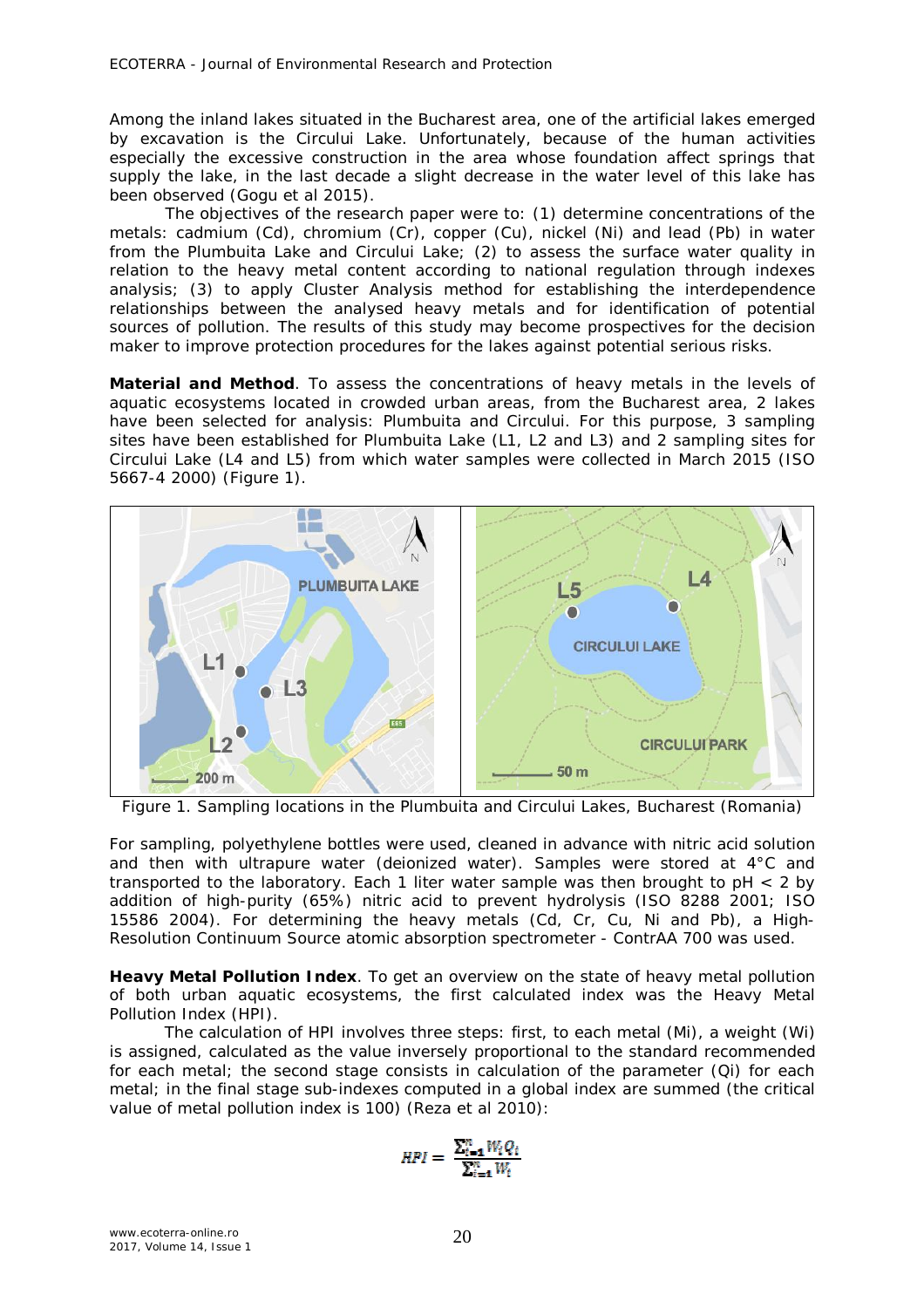Among the inland lakes situated in the Bucharest area, one of the artificial lakes emerged by excavation is the Circului Lake. Unfortunately, because of the human activities especially the excessive construction in the area whose foundation affect springs that supply the lake, in the last decade a slight decrease in the water level of this lake has been observed (Gogu et al 2015).

The objectives of the research paper were to: (1) determine concentrations of the metals: cadmium (Cd), chromium (Cr), copper (Cu), nickel (Ni) and lead (Pb) in water from the Plumbuita Lake and Circului Lake; (2) to assess the surface water quality in relation to the heavy metal content according to national regulation through indexes analysis; (3) to apply Cluster Analysis method for establishing the interdependence relationships between the analysed heavy metals and for identification of potential sources of pollution. The results of this study may become prospectives for the decision maker to improve protection procedures for the lakes against potential serious risks.

**Material and Method**. To assess the concentrations of heavy metals in the levels of aquatic ecosystems located in crowded urban areas, from the Bucharest area, 2 lakes have been selected for analysis: Plumbuita and Circului. For this purpose, 3 sampling sites have been established for Plumbuita Lake (L1, L2 and L3) and 2 sampling sites for Circului Lake (L4 and L5) from which water samples were collected in March 2015 (ISO 5667-4 2000) (Figure 1).

Figure 1. Sampling locations in the Plumbuita and Circului Lakes, Bucharest (Romania)

For sampling, polyethylene bottles were used, cleaned in advance with nitric acid solution and then with ultrapure water (deionized water). Samples were stored at 4°C and transported to the laboratory. Each 1 liter water sample was then brought to pH < 2 by addition of high-purity (65%) nitric acid to prevent hydrolysis (ISO 8288 2001; ISO 15586 2004). For determining the heavy metals (Cd, Cr, Cu, Ni and Pb), a High-Resolution Continuum Source atomic absorption spectrometer - ContrAA 700 was used.

**Heavy Metal Pollution Index**. To get an overview on the state of heavy metal pollution of both urban aquatic ecosystems, the first calculated index was the Heavy Metal Pollution Index (HPI).

The calculation of HPI involves three steps: first, to each metal (Mi), a weight (Wi) is assigned, calculated as the value inversely proportional to the standard recommended for each metal; the second stage consists in calculation of the parameter (Qi) for each metal; in the final stage sub-indexes computed in a global index are summed (the critical value of metal pollution index is 100) (Reza et al 2010):

$$HPI = \frac{\sum_{i=1}^{n} W_i Q_i}{\sum_{i=1}^{n} W_i}$$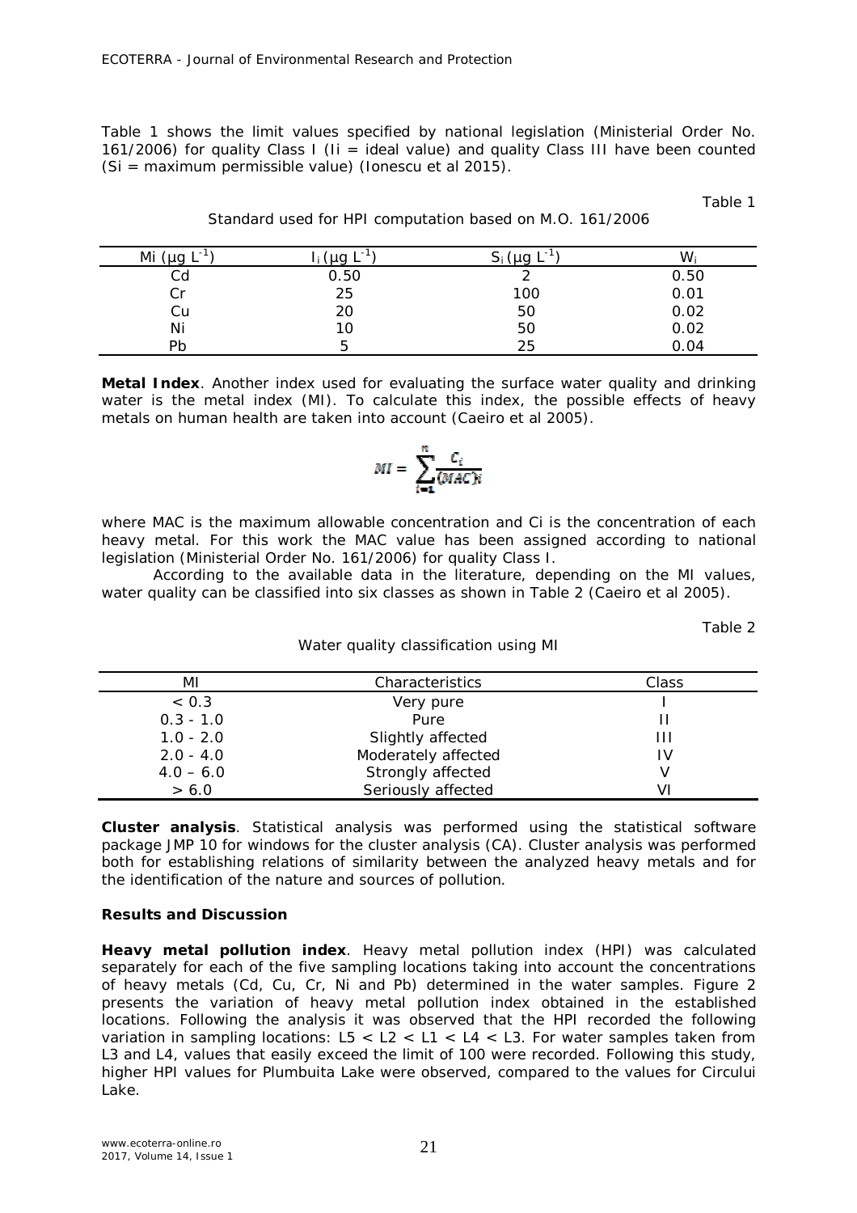Table 1 shows the limit values specified by national legislation (Ministerial Order No. 161/2006) for quality Class I (Ii = ideal value) and quality Class III have been counted (Si = maximum permissible value) (Ionescu et al 2015).

Table 1

Standard used for HPI computation based on M.O. 161/2006

| Mi (μg $L^{-1}$) | $I_i$ (μg $L^{-1}$) | $S_i$ (μg $L^{-1}$) | $W_i$ |
|---|---|---|---|
| Cd | 0.50 | 2 | 0.50 |
| Cr | 25 | 100 | 0.01 |
| Cu | 20 | 50 | 0.02 |
| Ni | 10 | 50 | 0.02 |
| Pb | 5 | 25 | 0.04 |

**Metal Index**. Another index used for evaluating the surface water quality and drinking water is the metal index (MI). To calculate this index, the possible effects of heavy metals on human health are taken into account (Caeiro et al 2005).

$$MI = \sum_{i=1}^{n} \frac{C_i}{(MAC)_i}$$

where MAC is the maximum allowable concentration and Ci is the concentration of each heavy metal. For this work the MAC value has been assigned according to national legislation (Ministerial Order No. 161/2006) for quality Class I.

According to the available data in the literature, depending on the MI values, water quality can be classified into six classes as shown in Table 2 (Caeiro et al 2005).

Table 2

Water quality classification using MI

| MI | Characteristics | Class |
|---|---|---|
| < 0.3 | Very pure | I |
| 0.3 - 1.0 | Pure | II |
| 1.0 - 2.0 | Slightly affected | III |
| 2.0 - 4.0 | Moderately affected | IV |
| 4.0 – 6.0 | Strongly affected | V |
| > 6.0 | Seriously affected | VI |

**Cluster analysis**. Statistical analysis was performed using the statistical software package JMP 10 for windows for the cluster analysis (CA). Cluster analysis was performed both for establishing relations of similarity between the analyzed heavy metals and for the identification of the nature and sources of pollution.

## Results and Discussion

**Heavy metal pollution index**. Heavy metal pollution index (HPI) was calculated separately for each of the five sampling locations taking into account the concentrations of heavy metals (Cd, Cu, Cr, Ni and Pb) determined in the water samples. Figure 2 presents the variation of heavy metal pollution index obtained in the established locations. Following the analysis it was observed that the HPI recorded the following variation in sampling locations: L5 < L2 < L1 < L4 < L3. For water samples taken from L3 and L4, values that easily exceed the limit of 100 were recorded. Following this study, higher HPI values for Plumbuita Lake were observed, compared to the values for Circului Lake.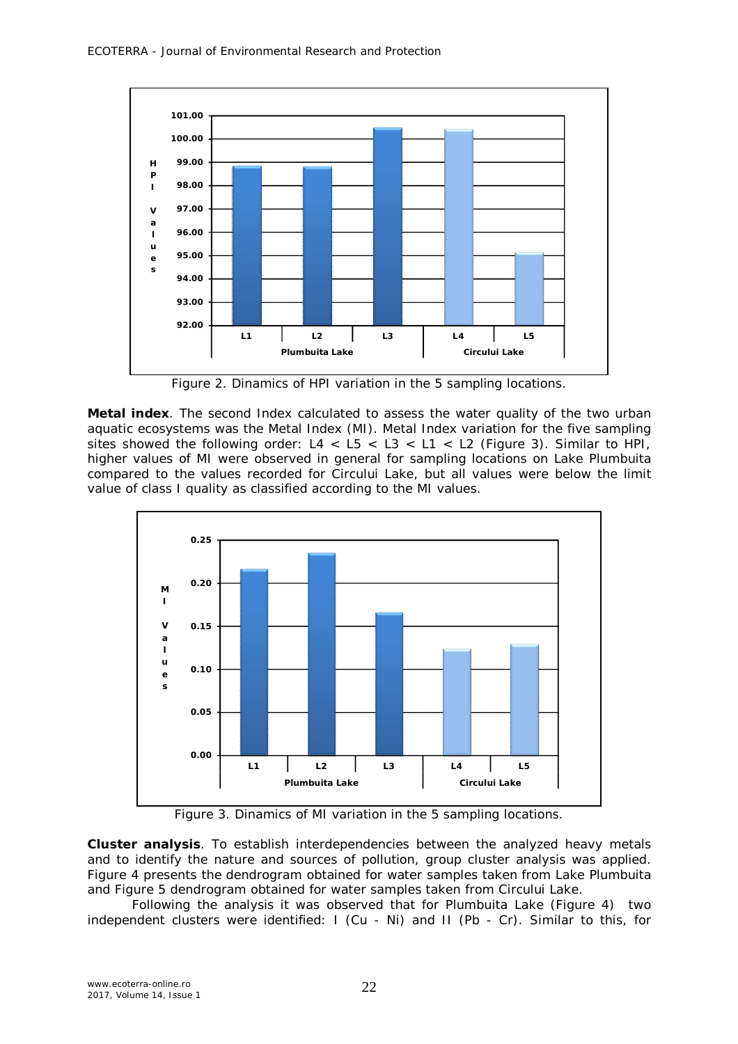Figure 2. Dinamics of HPI variation in the 5 sampling locations.

**Metal index**. The second Index calculated to assess the water quality of the two urban aquatic ecosystems was the Metal Index (MI). Metal Index variation for the five sampling sites showed the following order: L4 < L5 < L3 < L1 < L2 (Figure 3). Similar to HPI, higher values of MI were observed in general for sampling locations on Lake Plumbuita compared to the values recorded for Circului Lake, but all values were below the limit value of class I quality as classified according to the MI values.

Figure 3. Dinamics of MI variation in the 5 sampling locations.

**Cluster analysis**. To establish interdependencies between the analyzed heavy metals and to identify the nature and sources of pollution, group cluster analysis was applied. Figure 4 presents the dendrogram obtained for water samples taken from Lake Plumbuita and Figure 5 dendrogram obtained for water samples taken from Circului Lake.

Following the analysis it was observed that for Plumbuita Lake (Figure 4) two independent clusters were identified: I (Cu - Ni) and II (Pb - Cr). Similar to this, for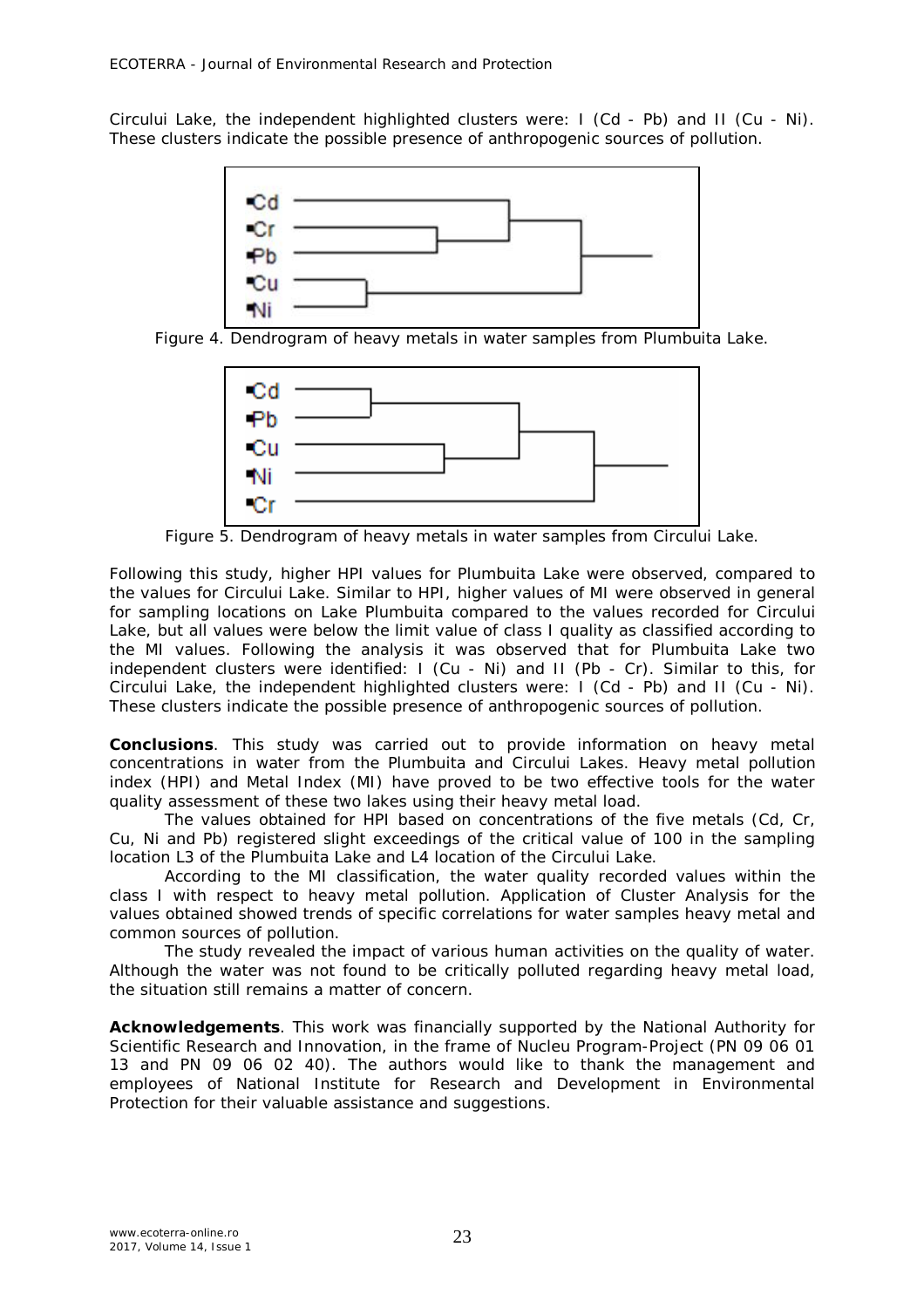Circului Lake, the independent highlighted clusters were: I (Cd - Pb) and II (Cu - Ni). These clusters indicate the possible presence of anthropogenic sources of pollution.

Figure 4. Dendrogram of heavy metals in water samples from Plumbuita Lake.

Figure 5. Dendrogram of heavy metals in water samples from Circului Lake.

Following this study, higher HPI values for Plumbuita Lake were observed, compared to the values for Circului Lake. Similar to HPI, higher values of MI were observed in general for sampling locations on Lake Plumbuita compared to the values recorded for Circului Lake, but all values were below the limit value of class I quality as classified according to the MI values. Following the analysis it was observed that for Plumbuita Lake two independent clusters were identified: I (Cu - Ni) and II (Pb - Cr). Similar to this, for Circului Lake, the independent highlighted clusters were: I (Cd - Pb) and II (Cu - Ni). These clusters indicate the possible presence of anthropogenic sources of pollution.

**Conclusions**. This study was carried out to provide information on heavy metal concentrations in water from the Plumbuita and Circului Lakes. Heavy metal pollution index (HPI) and Metal Index (MI) have proved to be two effective tools for the water quality assessment of these two lakes using their heavy metal load.

The values obtained for HPI based on concentrations of the five metals (Cd, Cr, Cu, Ni and Pb) registered slight exceedings of the critical value of 100 in the sampling location L3 of the Plumbuita Lake and L4 location of the Circului Lake.

According to the MI classification, the water quality recorded values within the class I with respect to heavy metal pollution. Application of Cluster Analysis for the values obtained showed trends of specific correlations for water samples heavy metal and common sources of pollution.

The study revealed the impact of various human activities on the quality of water. Although the water was not found to be critically polluted regarding heavy metal load, the situation still remains a matter of concern.

**Acknowledgements**. This work was financially supported by the National Authority for Scientific Research and Innovation, in the frame of Nucleu Program-Project (PN 09 06 01 13 and PN 09 06 02 40). The authors would like to thank the management and employees of National Institute for Research and Development in Environmental Protection for their valuable assistance and suggestions.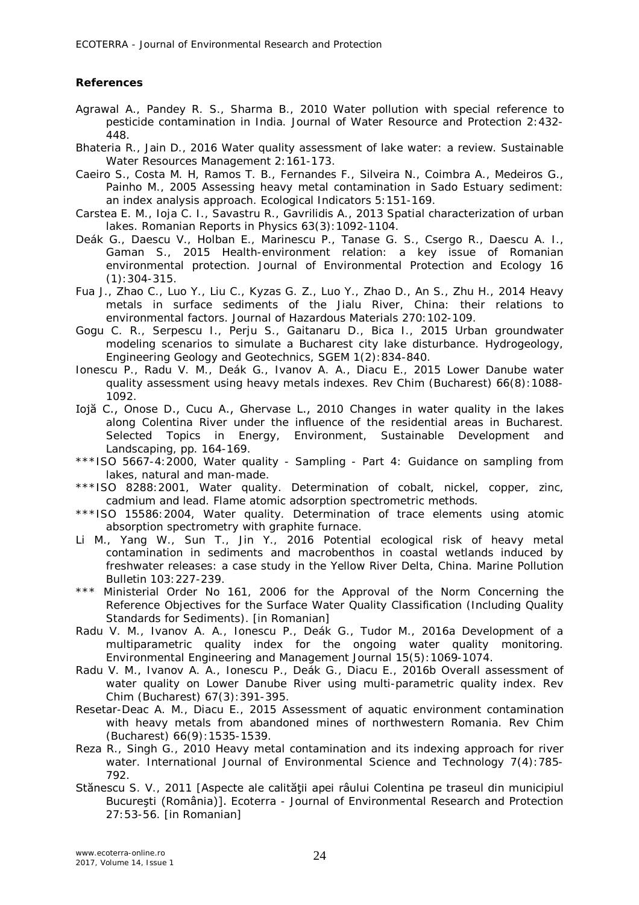## References

Agrawal A., Pandey R. S., Sharma B., 2010 Water pollution with special reference to pesticide contamination in India. Journal of Water Resource and Protection 2:432-448.

Bhateria R., Jain D., 2016 Water quality assessment of lake water: a review. Sustainable Water Resources Management 2:161-173.

Caeiro S., Costa M. H, Ramos T. B., Fernandes F., Silveira N., Coimbra A., Medeiros G., Painho M., 2005 Assessing heavy metal contamination in Sado Estuary sediment: an index analysis approach. Ecological Indicators 5:151-169.

Carstea E. M., Ioja C. I., Savastru R., Gavrilidis A., 2013 Spatial characterization of urban lakes. Romanian Reports in Physics 63(3):1092-1104.

Deák G., Daescu V., Holban E., Marinescu P., Tanase G. S., Csergo R., Daescu A. I., Gaman S., 2015 Health-environment relation: a key issue of Romanian environmental protection. Journal of Environmental Protection and Ecology 16 (1):304-315.

Fua J., Zhao C., Luo Y., Liu C., Kyzas G. Z., Luo Y., Zhao D., An S., Zhu H., 2014 Heavy metals in surface sediments of the Jialu River, China: their relations to environmental factors. Journal of Hazardous Materials 270:102-109.

Gogu C. R., Serpescu I., Perju S., Gaitanaru D., Bica I., 2015 Urban groundwater modeling scenarios to simulate a Bucharest city lake disturbance. Hydrogeology, Engineering Geology and Geotechnics, SGEM 1(2):834-840.

Ionescu P., Radu V. M., Deák G., Ivanov A. A., Diacu E., 2015 Lower Danube water quality assessment using heavy metals indexes. Rev Chim (Bucharest) 66(8):1088-1092.

Iojă C., Onose D., Cucu A., Ghervase L., 2010 Changes in water quality in the lakes along Colentina River under the influence of the residential areas in Bucharest. Selected Topics in Energy, Environment, Sustainable Development and Landscaping, pp. 164-169.

***ISO 5667-4:2000, Water quality - Sampling - Part 4: Guidance on sampling from lakes, natural and man-made.

***ISO 8288:2001, Water quality. Determination of cobalt, nickel, copper, zinc, cadmium and lead. Flame atomic adsorption spectrometric methods.

***ISO 15586:2004, Water quality. Determination of trace elements using atomic absorption spectrometry with graphite furnace.

Li M., Yang W., Sun T., Jin Y., 2016 Potential ecological risk of heavy metal contamination in sediments and macrobenthos in coastal wetlands induced by freshwater releases: a case study in the Yellow River Delta, China. Marine Pollution Bulletin 103:227-239.

*** Ministerial Order No 161, 2006 for the Approval of the Norm Concerning the Reference Objectives for the Surface Water Quality Classification (Including Quality Standards for Sediments). [in Romanian]

Radu V. M., Ivanov A. A., Ionescu P., Deák G., Tudor M., 2016a Development of a multiparametric quality index for the ongoing water quality monitoring. Environmental Engineering and Management Journal 15(5):1069-1074.

Radu V. M., Ivanov A. A., Ionescu P., Deák G., Diacu E., 2016b Overall assessment of water quality on Lower Danube River using multi-parametric quality index. Rev Chim (Bucharest) 67(3):391-395.

Resetar-Deac A. M., Diacu E., 2015 Assessment of aquatic environment contamination with heavy metals from abandoned mines of northwestern Romania. Rev Chim (Bucharest) 66(9):1535-1539.

Reza R., Singh G., 2010 Heavy metal contamination and its indexing approach for river water. International Journal of Environmental Science and Technology 7(4):785-792.

Stănescu S. V., 2011 [Aspecte ale calităţii apei râului Colentina pe traseul din municipiul Bucureşti (România)]. Ecoterra - Journal of Environmental Research and Protection 27:53-56. [in Romanian]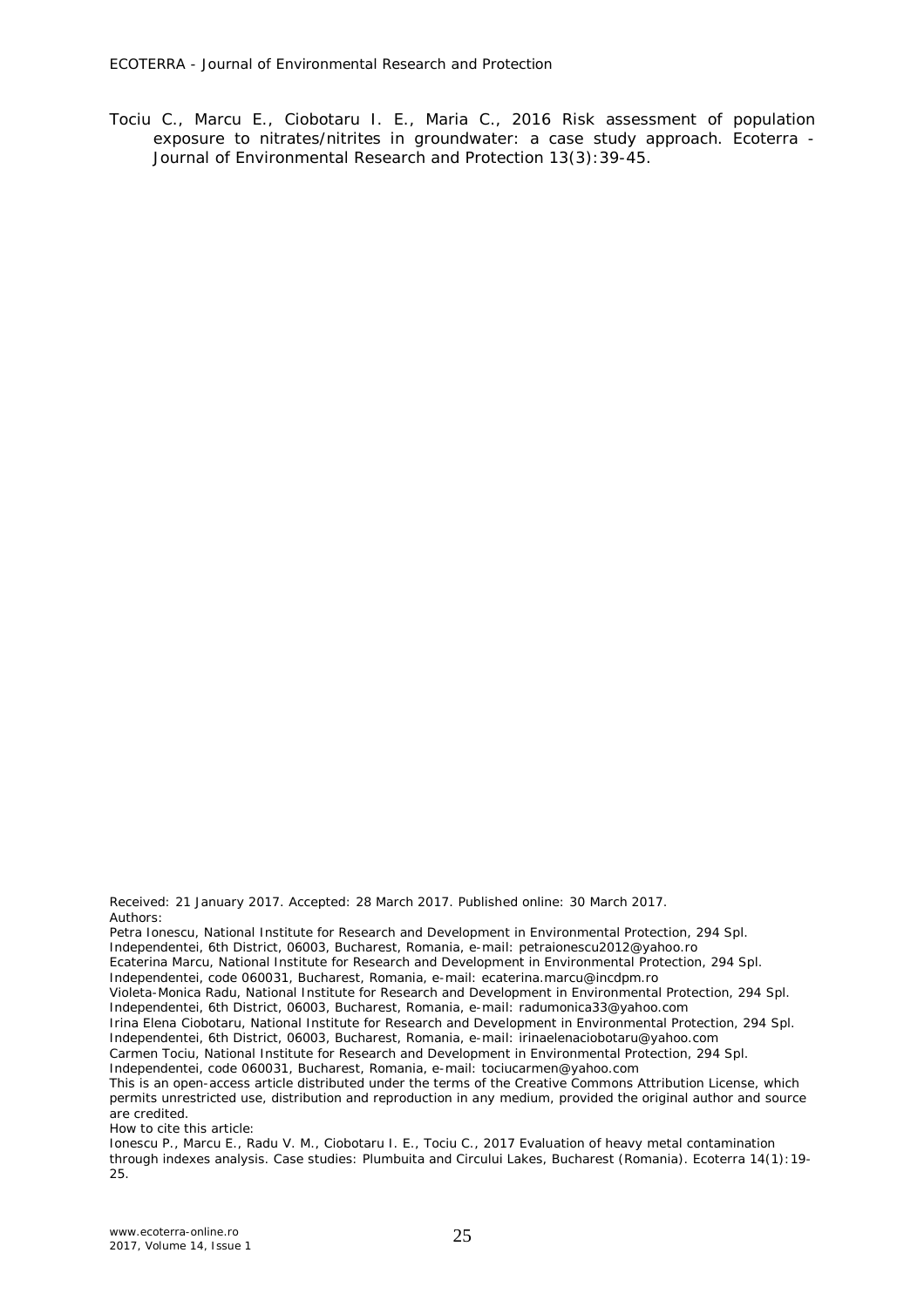Tociu C., Marcu E., Ciobotaru I. E., Maria C., 2016 Risk assessment of population exposure to nitrates/nitrites in groundwater: a case study approach. Ecoterra - Journal of Environmental Research and Protection 13(3):39-45.

Received: 21 January 2017. Accepted: 28 March 2017. Published online: 30 March 2017.

Authors:

Petra Ionescu, National Institute for Research and Development in Environmental Protection, 294 Spl. Independentei, 6th District, 06003, Bucharest, Romania, e-mail: petraionescu2012@yahoo.ro

Ecaterina Marcu, National Institute for Research and Development in Environmental Protection, 294 Spl. Independentei, code 060031, Bucharest, Romania, e-mail: ecaterina.marcu@incdpm.ro

Violeta-Monica Radu, National Institute for Research and Development in Environmental Protection, 294 Spl. Independentei, 6th District, 06003, Bucharest, Romania, e-mail: radumonica33@yahoo.com

Irina Elena Ciobotaru, National Institute for Research and Development in Environmental Protection, 294 Spl. Independentei, 6th District, 06003, Bucharest, Romania, e-mail: irinaelenaciobotaru@yahoo.com

Carmen Tociu, National Institute for Research and Development in Environmental Protection, 294 Spl. Independentei, code 060031, Bucharest, Romania, e-mail: tociucarmen@yahoo.com

This is an open-access article distributed under the terms of the Creative Commons Attribution License, which permits unrestricted use, distribution and reproduction in any medium, provided the original author and source are credited.

How to cite this article:

Ionescu P., Marcu E., Radu V. M., Ciobotaru I. E., Tociu C., 2017 Evaluation of heavy metal contamination through indexes analysis. Case studies: Plumbuita and Circului Lakes, Bucharest (Romania). Ecoterra 14(1):19-25.